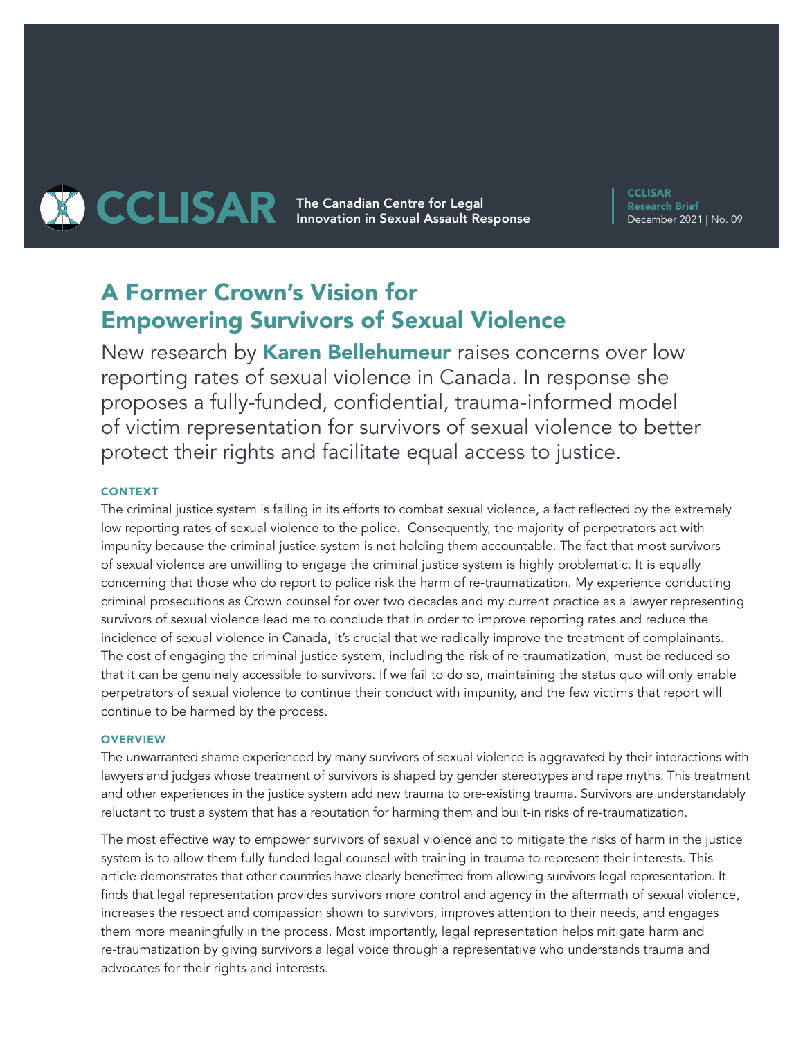CCLISAR The Canadian Centre for Legal Innovation in Sexual Assault Response

CCLISAR Research Brief
December 2021 | No. 09

# A Former Crown's Vision for Empowering Survivors of Sexual Violence

New research by **Karen Bellehumeur** raises concerns over low reporting rates of sexual violence in Canada. In response she proposes a fully-funded, confidential, trauma-informed model of victim representation for survivors of sexual violence to better protect their rights and facilitate equal access to justice.

### CONTEXT

The criminal justice system is failing in its efforts to combat sexual violence, a fact reflected by the extremely low reporting rates of sexual violence to the police. Consequently, the majority of perpetrators act with impunity because the criminal justice system is not holding them accountable. The fact that most survivors of sexual violence are unwilling to engage the criminal justice system is highly problematic. It is equally concerning that those who do report to police risk the harm of re-traumatization. My experience conducting criminal prosecutions as Crown counsel for over two decades and my current practice as a lawyer representing survivors of sexual violence lead me to conclude that in order to improve reporting rates and reduce the incidence of sexual violence in Canada, it's crucial that we radically improve the treatment of complainants. The cost of engaging the criminal justice system, including the risk of re-traumatization, must be reduced so that it can be genuinely accessible to survivors. If we fail to do so, maintaining the status quo will only enable perpetrators of sexual violence to continue their conduct with impunity, and the few victims that report will continue to be harmed by the process.

### OVERVIEW

The unwarranted shame experienced by many survivors of sexual violence is aggravated by their interactions with lawyers and judges whose treatment of survivors is shaped by gender stereotypes and rape myths. This treatment and other experiences in the justice system add new trauma to pre-existing trauma. Survivors are understandably reluctant to trust a system that has a reputation for harming them and built-in risks of re-traumatization.

The most effective way to empower survivors of sexual violence and to mitigate the risks of harm in the justice system is to allow them fully funded legal counsel with training in trauma to represent their interests. This article demonstrates that other countries have clearly benefitted from allowing survivors legal representation. It finds that legal representation provides survivors more control and agency in the aftermath of sexual violence, increases the respect and compassion shown to survivors, improves attention to their needs, and engages them more meaningfully in the process. Most importantly, legal representation helps mitigate harm and re-traumatization by giving survivors a legal voice through a representative who understands trauma and advocates for their rights and interests.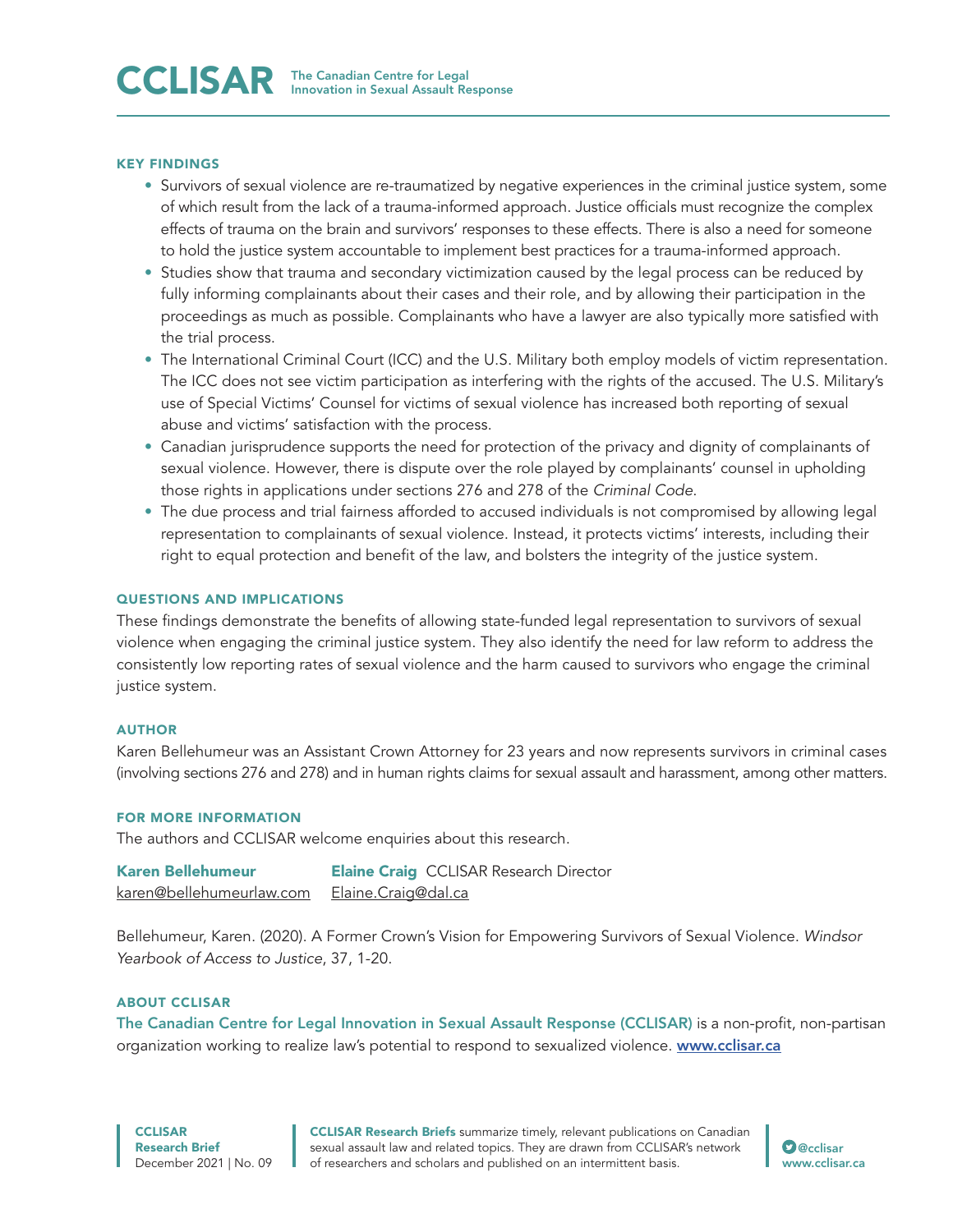# CCLISAR

The Canadian Centre for Legal Innovation in Sexual Assault Response

## KEY FINDINGS

- Survivors of sexual violence are re-traumatized by negative experiences in the criminal justice system, some of which result from the lack of a trauma-informed approach. Justice officials must recognize the complex effects of trauma on the brain and survivors' responses to these effects. There is also a need for someone to hold the justice system accountable to implement best practices for a trauma-informed approach.
- Studies show that trauma and secondary victimization caused by the legal process can be reduced by fully informing complainants about their cases and their role, and by allowing their participation in the proceedings as much as possible. Complainants who have a lawyer are also typically more satisfied with the trial process.
- The International Criminal Court (ICC) and the U.S. Military both employ models of victim representation. The ICC does not see victim participation as interfering with the rights of the accused. The U.S. Military's use of Special Victims' Counsel for victims of sexual violence has increased both reporting of sexual abuse and victims' satisfaction with the process.
- Canadian jurisprudence supports the need for protection of the privacy and dignity of complainants of sexual violence. However, there is dispute over the role played by complainants' counsel in upholding those rights in applications under sections 276 and 278 of the *Criminal Code*.
- The due process and trial fairness afforded to accused individuals is not compromised by allowing legal representation to complainants of sexual violence. Instead, it protects victims' interests, including their right to equal protection and benefit of the law, and bolsters the integrity of the justice system.

## QUESTIONS AND IMPLICATIONS

These findings demonstrate the benefits of allowing state-funded legal representation to survivors of sexual violence when engaging the criminal justice system. They also identify the need for law reform to address the consistently low reporting rates of sexual violence and the harm caused to survivors who engage the criminal justice system.

## AUTHOR

Karen Bellehumeur was an Assistant Crown Attorney for 23 years and now represents survivors in criminal cases (involving sections 276 and 278) and in human rights claims for sexual assault and harassment, among other matters.

## FOR MORE INFORMATION

The authors and CCLISAR welcome enquiries about this research.

**Karen Bellehumeur**
karen@bellehumeurlaw.com

**Elaine Craig** CCLISAR Research Director
Elaine.Craig@dal.ca

Bellehumeur, Karen. (2020). A Former Crown's Vision for Empowering Survivors of Sexual Violence. *Windsor Yearbook of Access to Justice*, 37, 1-20.

## ABOUT CCLISAR

The Canadian Centre for Legal Innovation in Sexual Assault Response (CCLISAR) is a non-profit, non-partisan organization working to realize law's potential to respond to sexualized violence. www.cclisar.ca

**CCLISAR Research Brief**
December 2021 | No. 09

**CCLISAR Research Briefs** summarize timely, relevant publications on Canadian sexual assault law and related topics. They are drawn from CCLISAR's network of researchers and scholars and published on an intermittent basis.

@cclisar
www.cclisar.ca